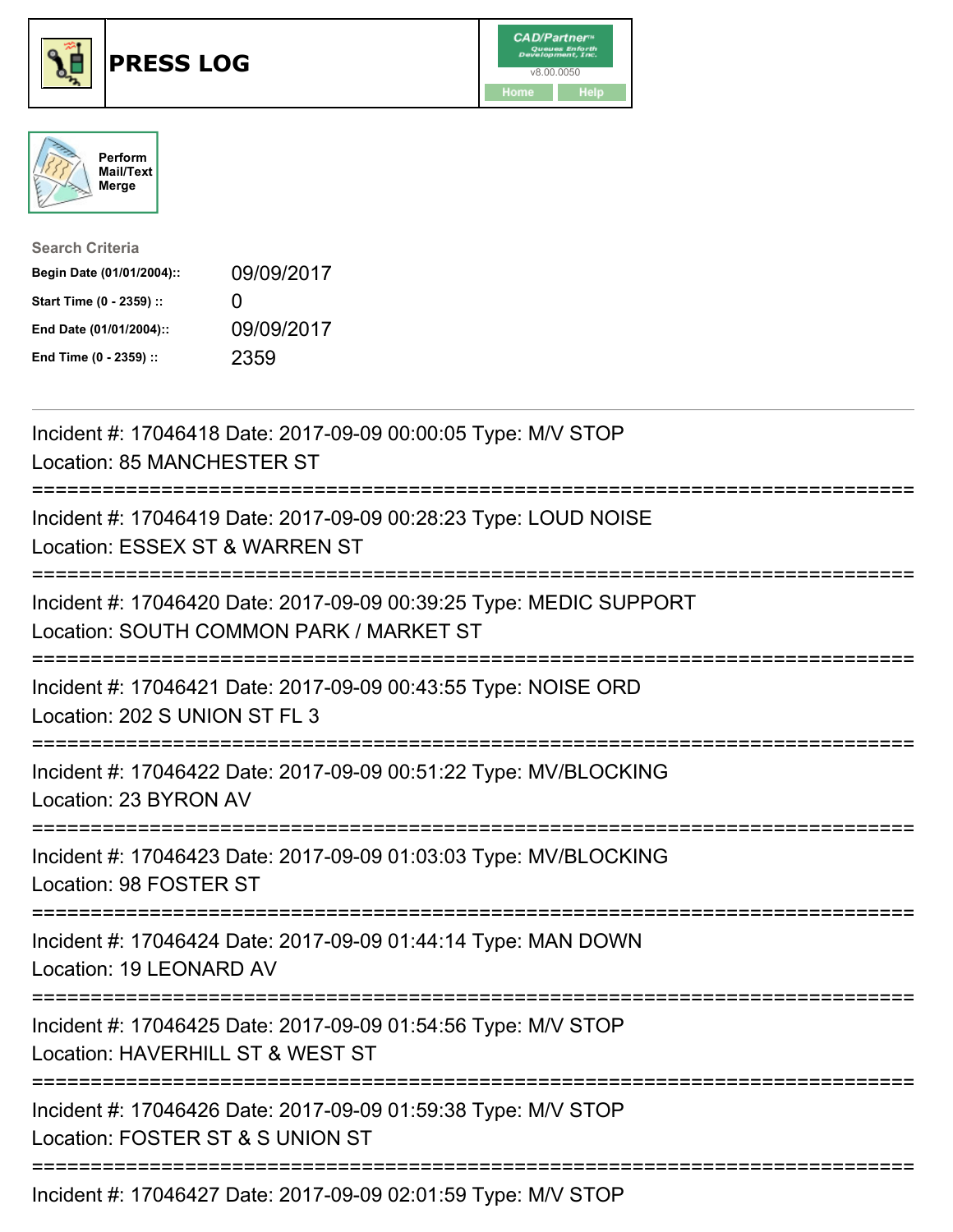# PRESS LOG

CAD/Partner v8.00.0050

Home | Help

Perform Mail/Text Merge

**Search Criteria**

| | |
|---|---|
| Begin Date (01/01/2004):: | 09/09/2017 |
| Start Time (0 - 2359) :: | 0 |
| End Date (01/01/2004):: | 09/09/2017 |
| End Time (0 - 2359) :: | 2359 |

Incident #: 17046418 Date: 2017-09-09 00:00:05 Type: M/V STOP
Location: 85 MANCHESTER ST

===========================================================================

Incident #: 17046419 Date: 2017-09-09 00:28:23 Type: LOUD NOISE
Location: ESSEX ST & WARREN ST

===========================================================================

Incident #: 17046420 Date: 2017-09-09 00:39:25 Type: MEDIC SUPPORT
Location: SOUTH COMMON PARK / MARKET ST

===========================================================================

Incident #: 17046421 Date: 2017-09-09 00:43:55 Type: NOISE ORD
Location: 202 S UNION ST FL 3

===========================================================================

Incident #: 17046422 Date: 2017-09-09 00:51:22 Type: MV/BLOCKING
Location: 23 BYRON AV

===========================================================================

Incident #: 17046423 Date: 2017-09-09 01:03:03 Type: MV/BLOCKING
Location: 98 FOSTER ST

===========================================================================

Incident #: 17046424 Date: 2017-09-09 01:44:14 Type: MAN DOWN
Location: 19 LEONARD AV

===========================================================================

Incident #: 17046425 Date: 2017-09-09 01:54:56 Type: M/V STOP
Location: HAVERHILL ST & WEST ST

===========================================================================

Incident #: 17046426 Date: 2017-09-09 01:59:38 Type: M/V STOP
Location: FOSTER ST & S UNION ST

===========================================================================

Incident #: 17046427 Date: 2017-09-09 02:01:59 Type: M/V STOP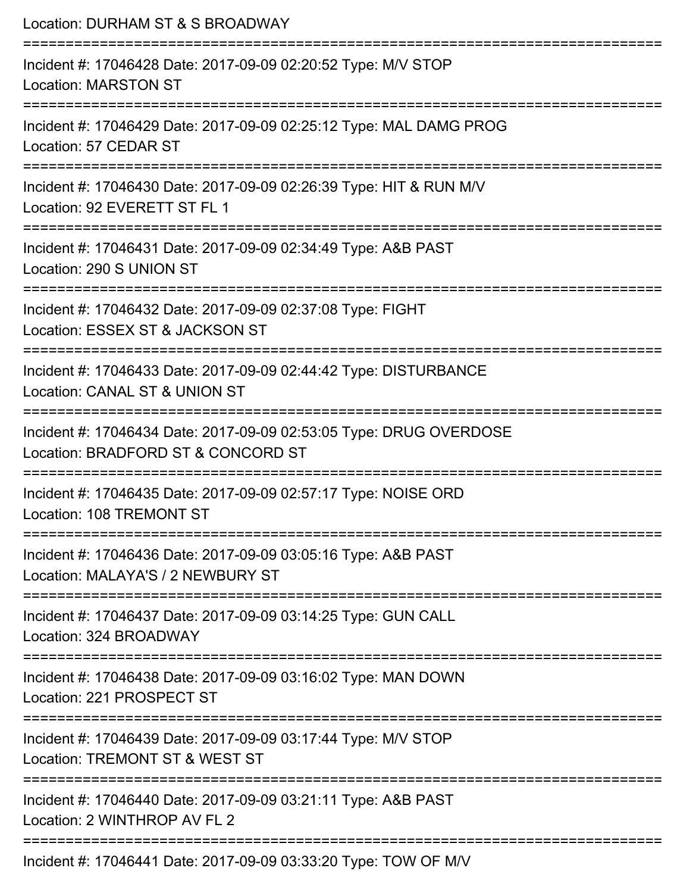Location: DURHAM ST & S BROADWAY

===========================================================================

Incident #: 17046428 Date: 2017-09-09 02:20:52 Type: M/V STOP

Location: MARSTON ST

===========================================================================

Incident #: 17046429 Date: 2017-09-09 02:25:12 Type: MAL DAMG PROG

Location: 57 CEDAR ST

===========================================================================

Incident #: 17046430 Date: 2017-09-09 02:26:39 Type: HIT & RUN M/V

Location: 92 EVERETT ST FL 1

===========================================================================

Incident #: 17046431 Date: 2017-09-09 02:34:49 Type: A&B PAST

Location: 290 S UNION ST

===========================================================================

Incident #: 17046432 Date: 2017-09-09 02:37:08 Type: FIGHT

Location: ESSEX ST & JACKSON ST

===========================================================================

Incident #: 17046433 Date: 2017-09-09 02:44:42 Type: DISTURBANCE

Location: CANAL ST & UNION ST

===========================================================================

Incident #: 17046434 Date: 2017-09-09 02:53:05 Type: DRUG OVERDOSE

Location: BRADFORD ST & CONCORD ST

===========================================================================

Incident #: 17046435 Date: 2017-09-09 02:57:17 Type: NOISE ORD

Location: 108 TREMONT ST

===========================================================================

Incident #: 17046436 Date: 2017-09-09 03:05:16 Type: A&B PAST

Location: MALAYA'S / 2 NEWBURY ST

===========================================================================

Incident #: 17046437 Date: 2017-09-09 03:14:25 Type: GUN CALL

Location: 324 BROADWAY

===========================================================================

Incident #: 17046438 Date: 2017-09-09 03:16:02 Type: MAN DOWN

Location: 221 PROSPECT ST

===========================================================================

Incident #: 17046439 Date: 2017-09-09 03:17:44 Type: M/V STOP

Location: TREMONT ST & WEST ST

===========================================================================

Incident #: 17046440 Date: 2017-09-09 03:21:11 Type: A&B PAST

Location: 2 WINTHROP AV FL 2

===========================================================================

Incident #: 17046441 Date: 2017-09-09 03:33:20 Type: TOW OF M/V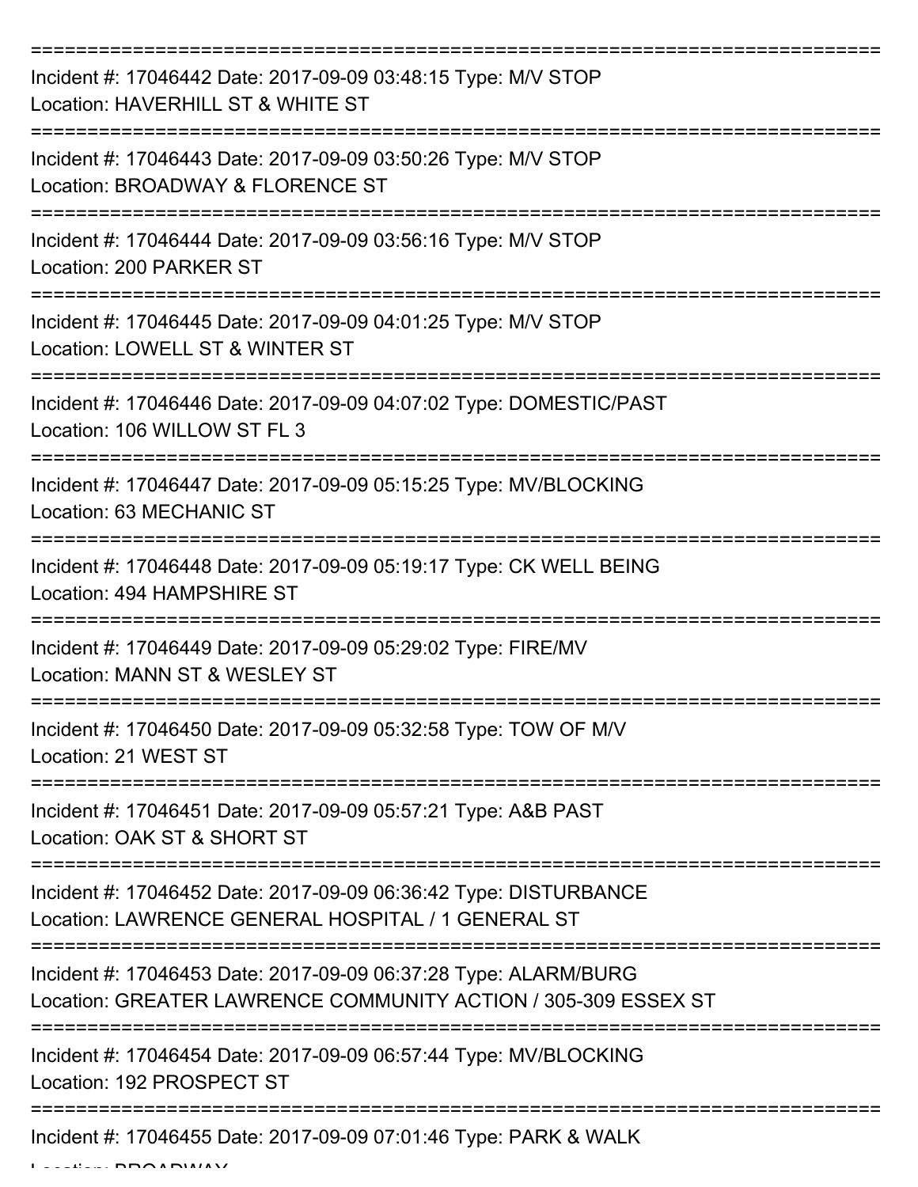===========================================================================

Incident #: 17046442 Date: 2017-09-09 03:48:15 Type: M/V STOP
Location: HAVERHILL ST & WHITE ST

===========================================================================

Incident #: 17046443 Date: 2017-09-09 03:50:26 Type: M/V STOP
Location: BROADWAY & FLORENCE ST

===========================================================================

Incident #: 17046444 Date: 2017-09-09 03:56:16 Type: M/V STOP
Location: 200 PARKER ST

===========================================================================

Incident #: 17046445 Date: 2017-09-09 04:01:25 Type: M/V STOP
Location: LOWELL ST & WINTER ST

===========================================================================

Incident #: 17046446 Date: 2017-09-09 04:07:02 Type: DOMESTIC/PAST
Location: 106 WILLOW ST FL 3

===========================================================================

Incident #: 17046447 Date: 2017-09-09 05:15:25 Type: MV/BLOCKING
Location: 63 MECHANIC ST

===========================================================================

Incident #: 17046448 Date: 2017-09-09 05:19:17 Type: CK WELL BEING
Location: 494 HAMPSHIRE ST

===========================================================================

Incident #: 17046449 Date: 2017-09-09 05:29:02 Type: FIRE/MV
Location: MANN ST & WESLEY ST

===========================================================================

Incident #: 17046450 Date: 2017-09-09 05:32:58 Type: TOW OF M/V
Location: 21 WEST ST

===========================================================================

Incident #: 17046451 Date: 2017-09-09 05:57:21 Type: A&B PAST
Location: OAK ST & SHORT ST

===========================================================================

Incident #: 17046452 Date: 2017-09-09 06:36:42 Type: DISTURBANCE
Location: LAWRENCE GENERAL HOSPITAL / 1 GENERAL ST

===========================================================================

Incident #: 17046453 Date: 2017-09-09 06:37:28 Type: ALARM/BURG
Location: GREATER LAWRENCE COMMUNITY ACTION / 305-309 ESSEX ST

===========================================================================

Incident #: 17046454 Date: 2017-09-09 06:57:44 Type: MV/BLOCKING
Location: 192 PROSPECT ST

===========================================================================

Incident #: 17046455 Date: 2017-09-09 07:01:46 Type: PARK & WALK
Location: BROADWAY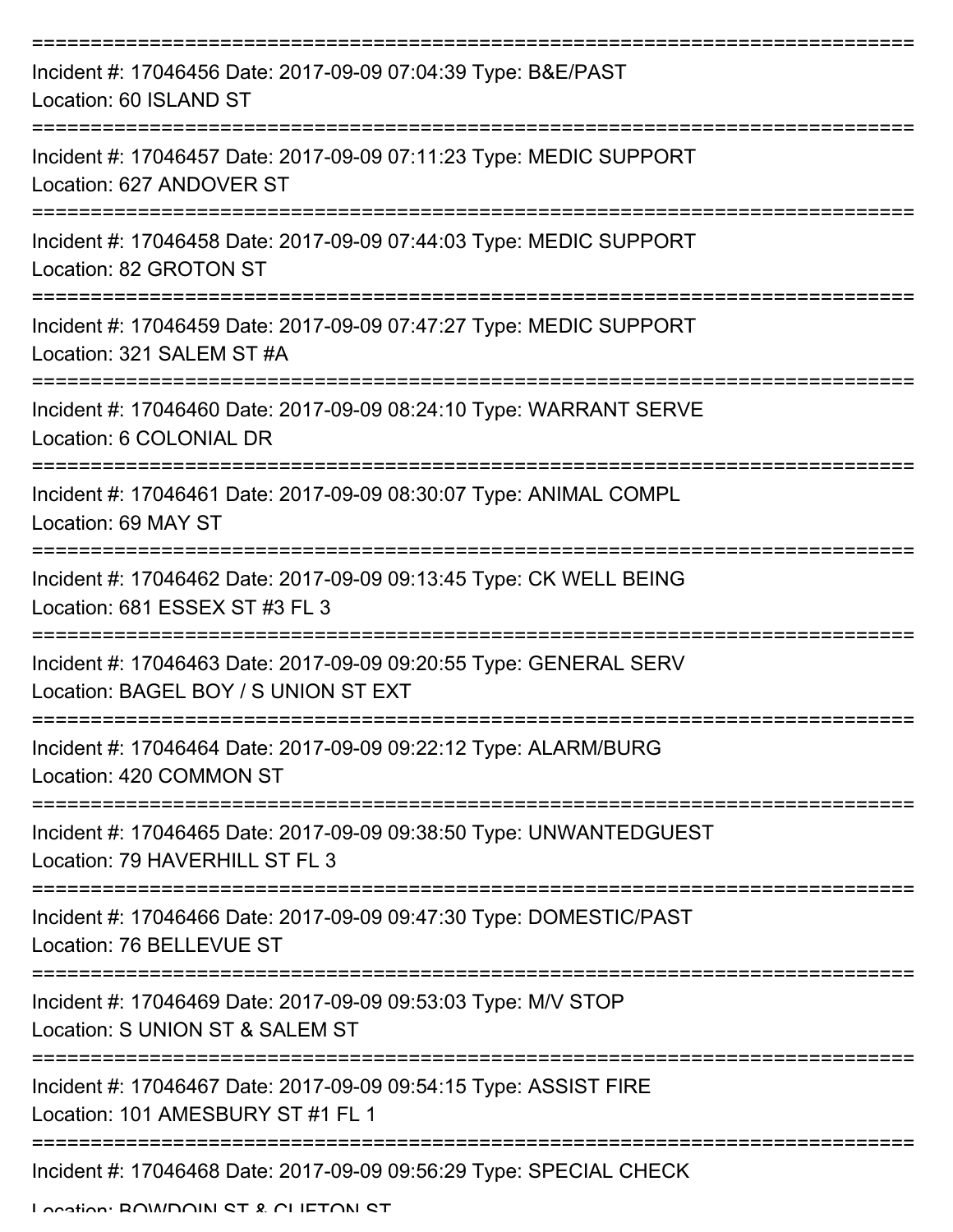===========================================================================

Incident #: 17046456 Date: 2017-09-09 07:04:39 Type: B&E/PAST
Location: 60 ISLAND ST

===========================================================================

Incident #: 17046457 Date: 2017-09-09 07:11:23 Type: MEDIC SUPPORT
Location: 627 ANDOVER ST

===========================================================================

Incident #: 17046458 Date: 2017-09-09 07:44:03 Type: MEDIC SUPPORT
Location: 82 GROTON ST

===========================================================================

Incident #: 17046459 Date: 2017-09-09 07:47:27 Type: MEDIC SUPPORT
Location: 321 SALEM ST #A

===========================================================================

Incident #: 17046460 Date: 2017-09-09 08:24:10 Type: WARRANT SERVE
Location: 6 COLONIAL DR

===========================================================================

Incident #: 17046461 Date: 2017-09-09 08:30:07 Type: ANIMAL COMPL
Location: 69 MAY ST

===========================================================================

Incident #: 17046462 Date: 2017-09-09 09:13:45 Type: CK WELL BEING
Location: 681 ESSEX ST #3 FL 3

===========================================================================

Incident #: 17046463 Date: 2017-09-09 09:20:55 Type: GENERAL SERV
Location: BAGEL BOY / S UNION ST EXT

===========================================================================

Incident #: 17046464 Date: 2017-09-09 09:22:12 Type: ALARM/BURG
Location: 420 COMMON ST

===========================================================================

Incident #: 17046465 Date: 2017-09-09 09:38:50 Type: UNWANTEDGUEST
Location: 79 HAVERHILL ST FL 3

===========================================================================

Incident #: 17046466 Date: 2017-09-09 09:47:30 Type: DOMESTIC/PAST
Location: 76 BELLEVUE ST

===========================================================================

Incident #: 17046469 Date: 2017-09-09 09:53:03 Type: M/V STOP
Location: S UNION ST & SALEM ST

===========================================================================

Incident #: 17046467 Date: 2017-09-09 09:54:15 Type: ASSIST FIRE
Location: 101 AMESBURY ST #1 FL 1

===========================================================================

Incident #: 17046468 Date: 2017-09-09 09:56:29 Type: SPECIAL CHECK
Location: BOWDOIN ST & CLIFTON ST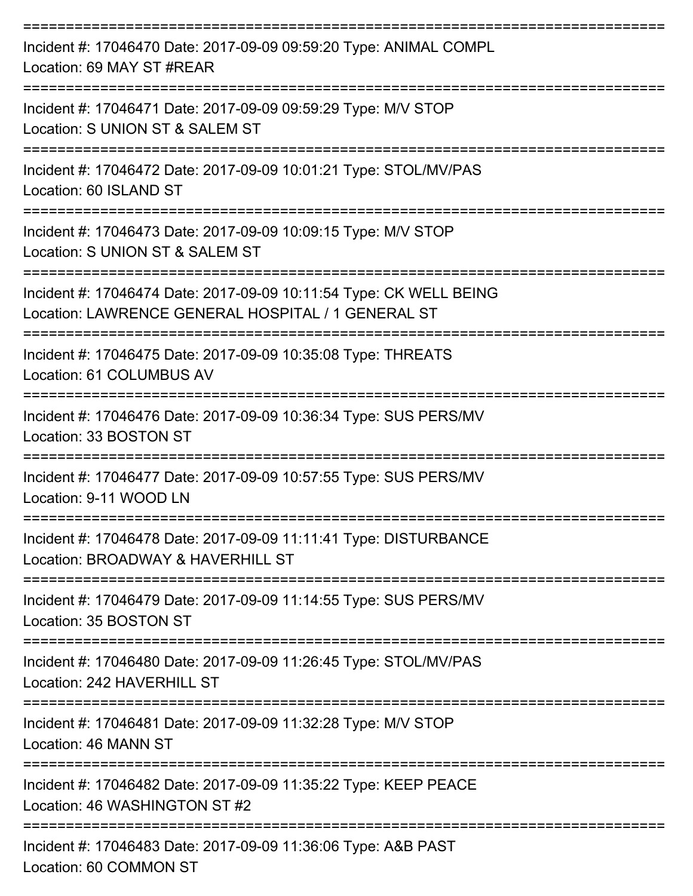===========================================================================
Incident #: 17046470 Date: 2017-09-09 09:59:20 Type: ANIMAL COMPL
Location: 69 MAY ST #REAR
===========================================================================
Incident #: 17046471 Date: 2017-09-09 09:59:29 Type: M/V STOP
Location: S UNION ST & SALEM ST
===========================================================================
Incident #: 17046472 Date: 2017-09-09 10:01:21 Type: STOL/MV/PAS
Location: 60 ISLAND ST
===========================================================================
Incident #: 17046473 Date: 2017-09-09 10:09:15 Type: M/V STOP
Location: S UNION ST & SALEM ST
===========================================================================
Incident #: 17046474 Date: 2017-09-09 10:11:54 Type: CK WELL BEING
Location: LAWRENCE GENERAL HOSPITAL / 1 GENERAL ST
===========================================================================
Incident #: 17046475 Date: 2017-09-09 10:35:08 Type: THREATS
Location: 61 COLUMBUS AV
===========================================================================
Incident #: 17046476 Date: 2017-09-09 10:36:34 Type: SUS PERS/MV
Location: 33 BOSTON ST
===========================================================================
Incident #: 17046477 Date: 2017-09-09 10:57:55 Type: SUS PERS/MV
Location: 9-11 WOOD LN
===========================================================================
Incident #: 17046478 Date: 2017-09-09 11:11:41 Type: DISTURBANCE
Location: BROADWAY & HAVERHILL ST
===========================================================================
Incident #: 17046479 Date: 2017-09-09 11:14:55 Type: SUS PERS/MV
Location: 35 BOSTON ST
===========================================================================
Incident #: 17046480 Date: 2017-09-09 11:26:45 Type: STOL/MV/PAS
Location: 242 HAVERHILL ST
===========================================================================
Incident #: 17046481 Date: 2017-09-09 11:32:28 Type: M/V STOP
Location: 46 MANN ST
===========================================================================
Incident #: 17046482 Date: 2017-09-09 11:35:22 Type: KEEP PEACE
Location: 46 WASHINGTON ST #2
===========================================================================
Incident #: 17046483 Date: 2017-09-09 11:36:06 Type: A&B PAST
Location: 60 COMMON ST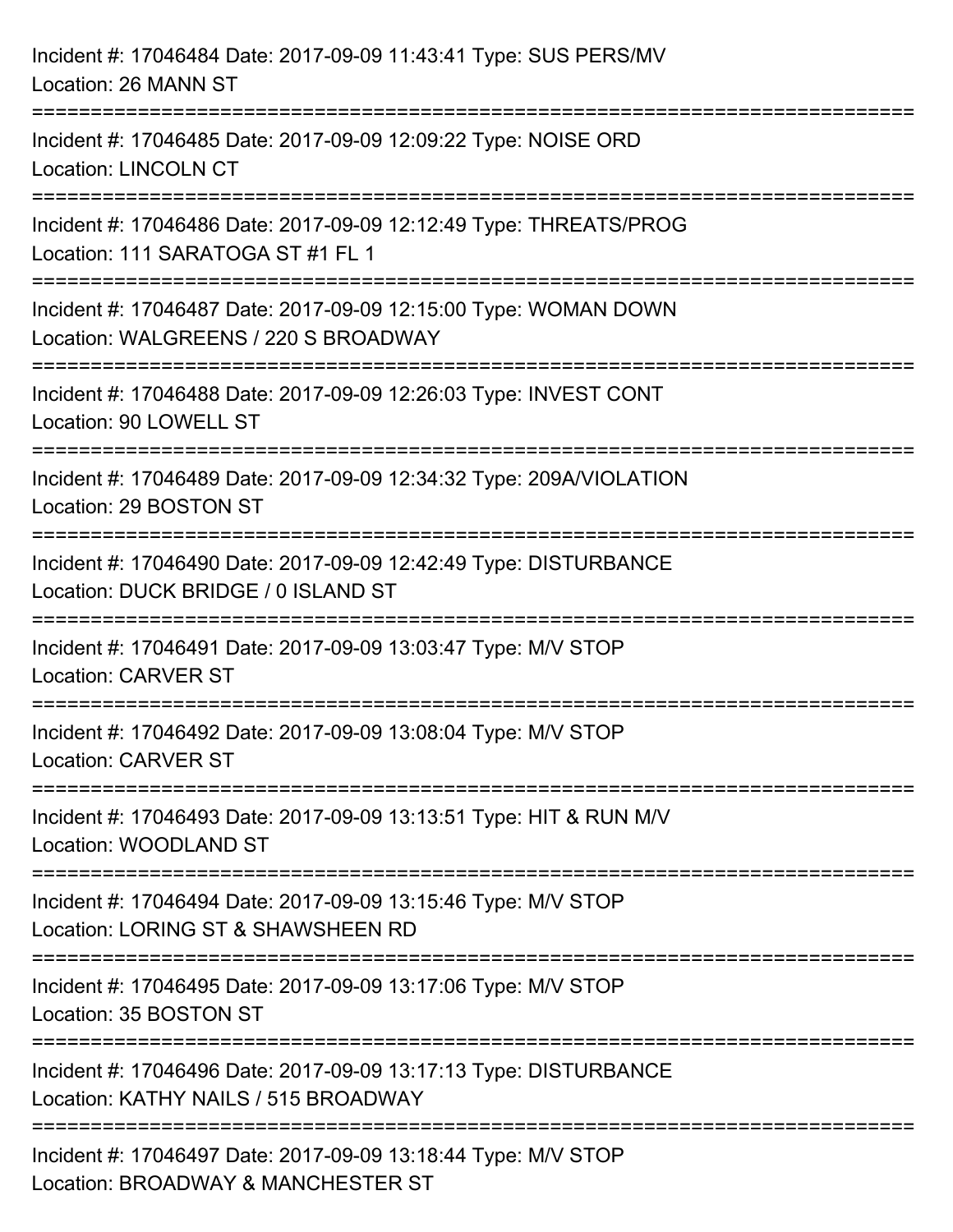Incident #: 17046484 Date: 2017-09-09 11:43:41 Type: SUS PERS/MV
Location: 26 MANN ST

===========================================================================

Incident #: 17046485 Date: 2017-09-09 12:09:22 Type: NOISE ORD
Location: LINCOLN CT

===========================================================================

Incident #: 17046486 Date: 2017-09-09 12:12:49 Type: THREATS/PROG
Location: 111 SARATOGA ST #1 FL 1

===========================================================================

Incident #: 17046487 Date: 2017-09-09 12:15:00 Type: WOMAN DOWN
Location: WALGREENS / 220 S BROADWAY

===========================================================================

Incident #: 17046488 Date: 2017-09-09 12:26:03 Type: INVEST CONT
Location: 90 LOWELL ST

===========================================================================

Incident #: 17046489 Date: 2017-09-09 12:34:32 Type: 209A/VIOLATION
Location: 29 BOSTON ST

===========================================================================

Incident #: 17046490 Date: 2017-09-09 12:42:49 Type: DISTURBANCE
Location: DUCK BRIDGE / 0 ISLAND ST

===========================================================================

Incident #: 17046491 Date: 2017-09-09 13:03:47 Type: M/V STOP
Location: CARVER ST

===========================================================================

Incident #: 17046492 Date: 2017-09-09 13:08:04 Type: M/V STOP
Location: CARVER ST

===========================================================================

Incident #: 17046493 Date: 2017-09-09 13:13:51 Type: HIT & RUN M/V
Location: WOODLAND ST

===========================================================================

Incident #: 17046494 Date: 2017-09-09 13:15:46 Type: M/V STOP
Location: LORING ST & SHAWSHEEN RD

===========================================================================

Incident #: 17046495 Date: 2017-09-09 13:17:06 Type: M/V STOP
Location: 35 BOSTON ST

===========================================================================

Incident #: 17046496 Date: 2017-09-09 13:17:13 Type: DISTURBANCE
Location: KATHY NAILS / 515 BROADWAY

===========================================================================

Incident #: 17046497 Date: 2017-09-09 13:18:44 Type: M/V STOP
Location: BROADWAY & MANCHESTER ST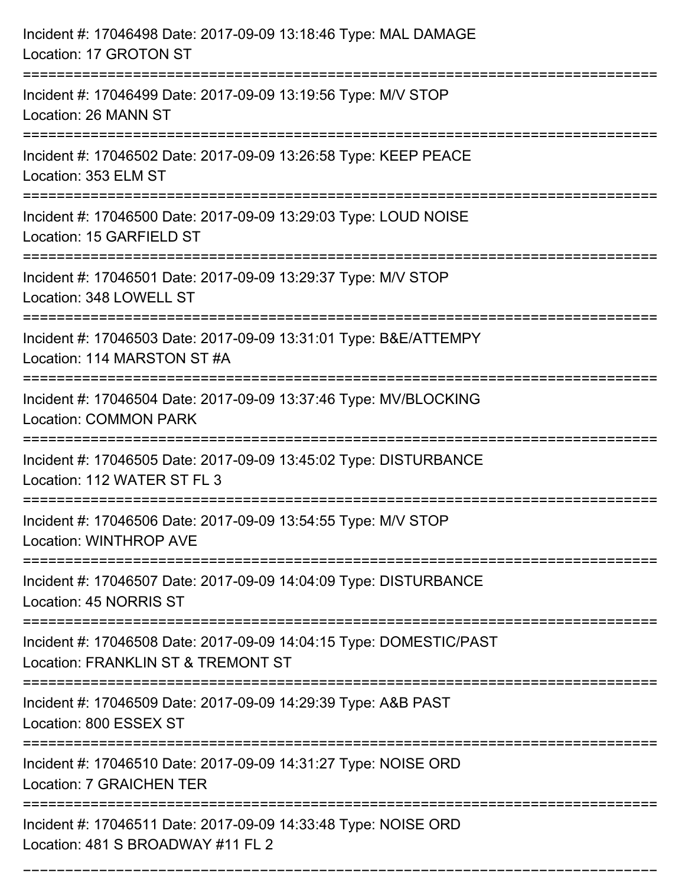Incident #: 17046498 Date: 2017-09-09 13:18:46 Type: MAL DAMAGE
Location: 17 GROTON ST

===========================================================================

Incident #: 17046499 Date: 2017-09-09 13:19:56 Type: M/V STOP
Location: 26 MANN ST

===========================================================================

Incident #: 17046502 Date: 2017-09-09 13:26:58 Type: KEEP PEACE
Location: 353 ELM ST

===========================================================================

Incident #: 17046500 Date: 2017-09-09 13:29:03 Type: LOUD NOISE
Location: 15 GARFIELD ST

===========================================================================

Incident #: 17046501 Date: 2017-09-09 13:29:37 Type: M/V STOP
Location: 348 LOWELL ST

===========================================================================

Incident #: 17046503 Date: 2017-09-09 13:31:01 Type: B&E/ATTEMPY
Location: 114 MARSTON ST #A

===========================================================================

Incident #: 17046504 Date: 2017-09-09 13:37:46 Type: MV/BLOCKING
Location: COMMON PARK

===========================================================================

Incident #: 17046505 Date: 2017-09-09 13:45:02 Type: DISTURBANCE
Location: 112 WATER ST FL 3

===========================================================================

Incident #: 17046506 Date: 2017-09-09 13:54:55 Type: M/V STOP
Location: WINTHROP AVE

===========================================================================

Incident #: 17046507 Date: 2017-09-09 14:04:09 Type: DISTURBANCE
Location: 45 NORRIS ST

===========================================================================

Incident #: 17046508 Date: 2017-09-09 14:04:15 Type: DOMESTIC/PAST
Location: FRANKLIN ST & TREMONT ST

===========================================================================

Incident #: 17046509 Date: 2017-09-09 14:29:39 Type: A&B PAST
Location: 800 ESSEX ST

===========================================================================

Incident #: 17046510 Date: 2017-09-09 14:31:27 Type: NOISE ORD
Location: 7 GRAICHEN TER

===========================================================================

Incident #: 17046511 Date: 2017-09-09 14:33:48 Type: NOISE ORD
Location: 481 S BROADWAY #11 FL 2

===========================================================================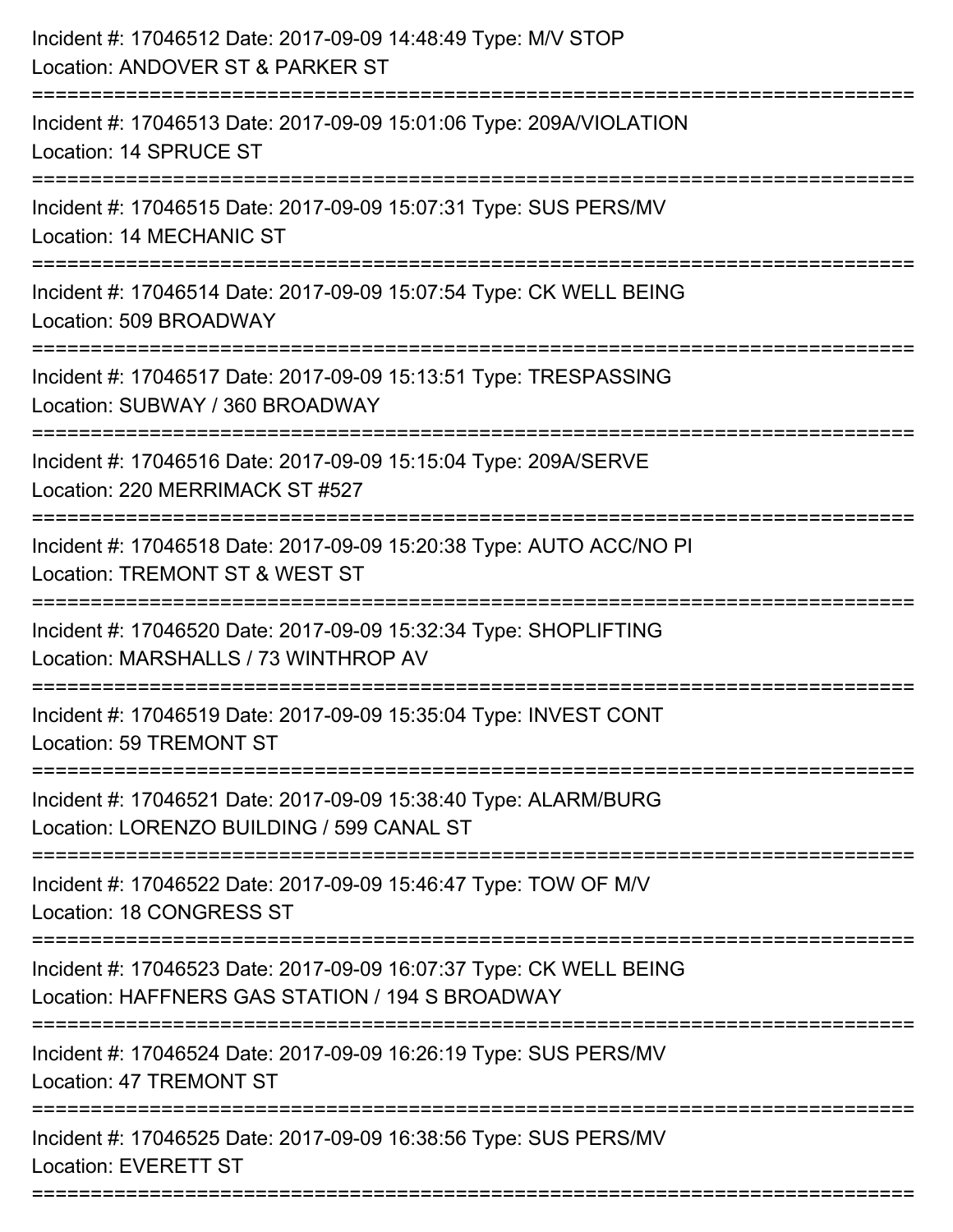Incident #: 17046512 Date: 2017-09-09 14:48:49 Type: M/V STOP
Location: ANDOVER ST & PARKER ST

===========================================================================

Incident #: 17046513 Date: 2017-09-09 15:01:06 Type: 209A/VIOLATION
Location: 14 SPRUCE ST

===========================================================================

Incident #: 17046515 Date: 2017-09-09 15:07:31 Type: SUS PERS/MV
Location: 14 MECHANIC ST

===========================================================================

Incident #: 17046514 Date: 2017-09-09 15:07:54 Type: CK WELL BEING
Location: 509 BROADWAY

===========================================================================

Incident #: 17046517 Date: 2017-09-09 15:13:51 Type: TRESPASSING
Location: SUBWAY / 360 BROADWAY

===========================================================================

Incident #: 17046516 Date: 2017-09-09 15:15:04 Type: 209A/SERVE
Location: 220 MERRIMACK ST #527

===========================================================================

Incident #: 17046518 Date: 2017-09-09 15:20:38 Type: AUTO ACC/NO PI
Location: TREMONT ST & WEST ST

===========================================================================

Incident #: 17046520 Date: 2017-09-09 15:32:34 Type: SHOPLIFTING
Location: MARSHALLS / 73 WINTHROP AV

===========================================================================

Incident #: 17046519 Date: 2017-09-09 15:35:04 Type: INVEST CONT
Location: 59 TREMONT ST

===========================================================================

Incident #: 17046521 Date: 2017-09-09 15:38:40 Type: ALARM/BURG
Location: LORENZO BUILDING / 599 CANAL ST

===========================================================================

Incident #: 17046522 Date: 2017-09-09 15:46:47 Type: TOW OF M/V
Location: 18 CONGRESS ST

===========================================================================

Incident #: 17046523 Date: 2017-09-09 16:07:37 Type: CK WELL BEING
Location: HAFFNERS GAS STATION / 194 S BROADWAY

===========================================================================

Incident #: 17046524 Date: 2017-09-09 16:26:19 Type: SUS PERS/MV
Location: 47 TREMONT ST

===========================================================================

Incident #: 17046525 Date: 2017-09-09 16:38:56 Type: SUS PERS/MV
Location: EVERETT ST

===========================================================================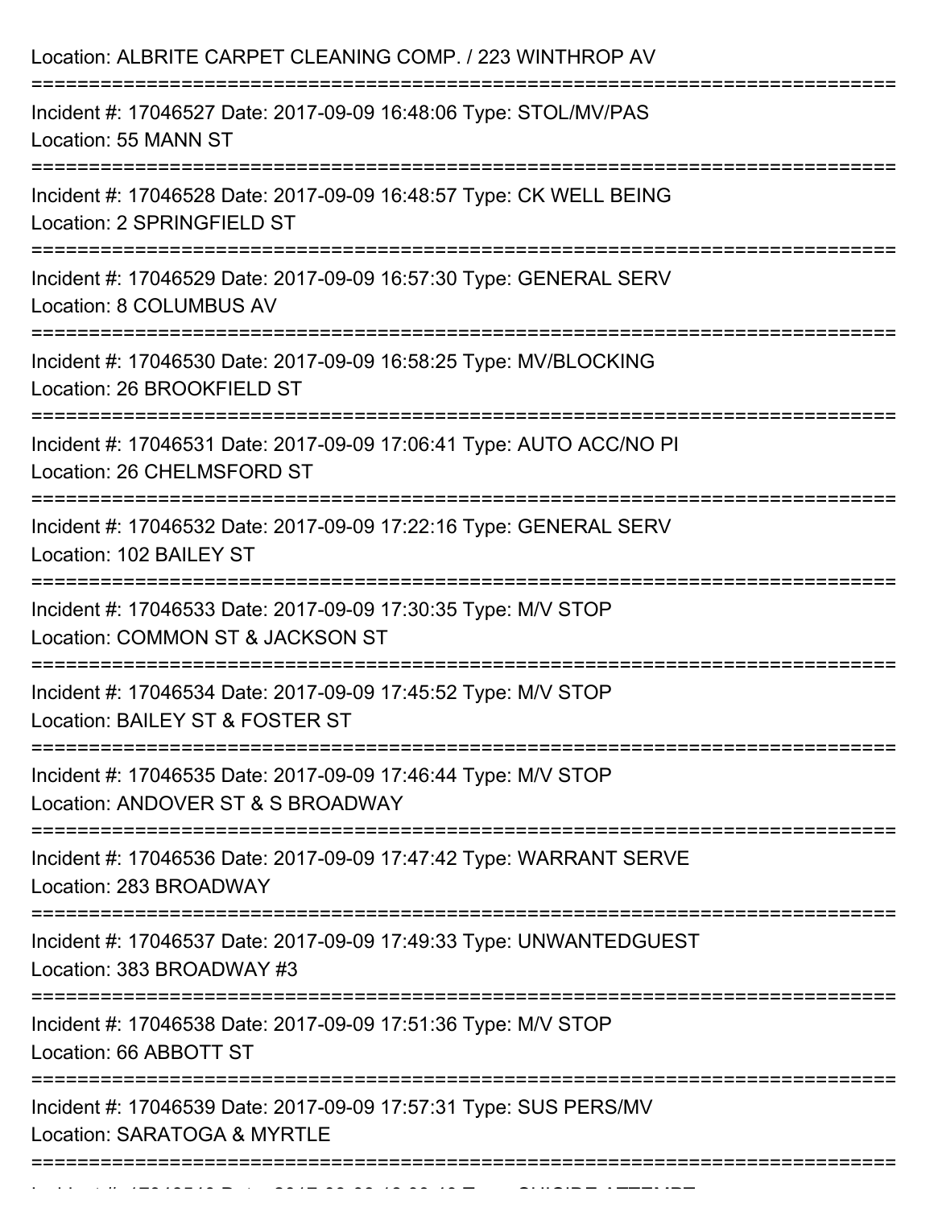Location: ALBRITE CARPET CLEANING COMP. / 223 WINTHROP AV

===========================================================================

Incident #: 17046527 Date: 2017-09-09 16:48:06 Type: STOL/MV/PAS
Location: 55 MANN ST

===========================================================================

Incident #: 17046528 Date: 2017-09-09 16:48:57 Type: CK WELL BEING
Location: 2 SPRINGFIELD ST

===========================================================================

Incident #: 17046529 Date: 2017-09-09 16:57:30 Type: GENERAL SERV
Location: 8 COLUMBUS AV

===========================================================================

Incident #: 17046530 Date: 2017-09-09 16:58:25 Type: MV/BLOCKING
Location: 26 BROOKFIELD ST

===========================================================================

Incident #: 17046531 Date: 2017-09-09 17:06:41 Type: AUTO ACC/NO PI
Location: 26 CHELMSFORD ST

===========================================================================

Incident #: 17046532 Date: 2017-09-09 17:22:16 Type: GENERAL SERV
Location: 102 BAILEY ST

===========================================================================

Incident #: 17046533 Date: 2017-09-09 17:30:35 Type: M/V STOP
Location: COMMON ST & JACKSON ST

===========================================================================

Incident #: 17046534 Date: 2017-09-09 17:45:52 Type: M/V STOP
Location: BAILEY ST & FOSTER ST

===========================================================================

Incident #: 17046535 Date: 2017-09-09 17:46:44 Type: M/V STOP
Location: ANDOVER ST & S BROADWAY

===========================================================================

Incident #: 17046536 Date: 2017-09-09 17:47:42 Type: WARRANT SERVE
Location: 283 BROADWAY

===========================================================================

Incident #: 17046537 Date: 2017-09-09 17:49:33 Type: UNWANTEDGUEST
Location: 383 BROADWAY #3

===========================================================================

Incident #: 17046538 Date: 2017-09-09 17:51:36 Type: M/V STOP
Location: 66 ABBOTT ST

===========================================================================

Incident #: 17046539 Date: 2017-09-09 17:57:31 Type: SUS PERS/MV
Location: SARATOGA & MYRTLE

===========================================================================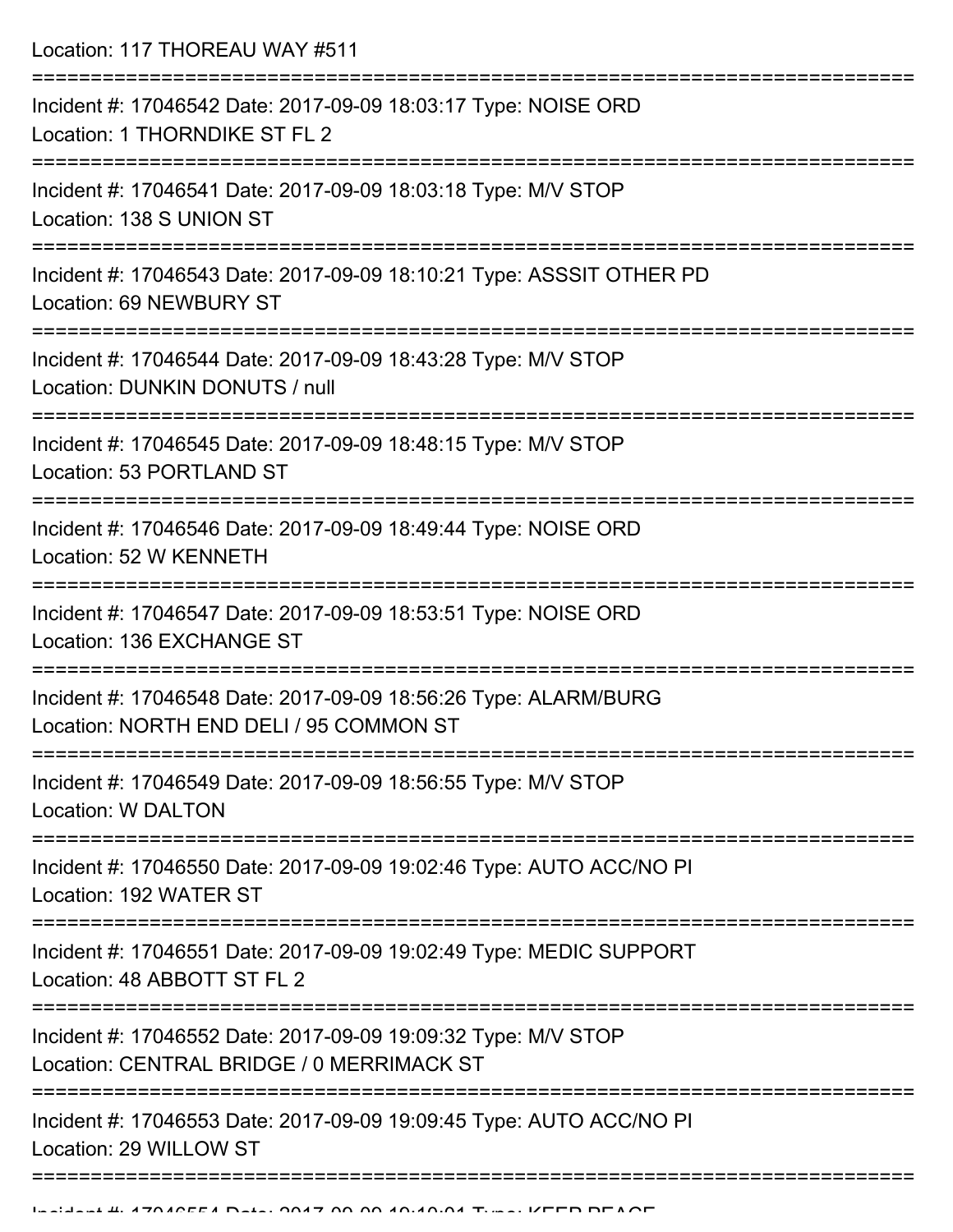Location: 117 THOREAU WAY #511

===========================================================================

Incident #: 17046542 Date: 2017-09-09 18:03:17 Type: NOISE ORD
Location: 1 THORNDIKE ST FL 2

===========================================================================

Incident #: 17046541 Date: 2017-09-09 18:03:18 Type: M/V STOP
Location: 138 S UNION ST

===========================================================================

Incident #: 17046543 Date: 2017-09-09 18:10:21 Type: ASSSIT OTHER PD
Location: 69 NEWBURY ST

===========================================================================

Incident #: 17046544 Date: 2017-09-09 18:43:28 Type: M/V STOP
Location: DUNKIN DONUTS / null

===========================================================================

Incident #: 17046545 Date: 2017-09-09 18:48:15 Type: M/V STOP
Location: 53 PORTLAND ST

===========================================================================

Incident #: 17046546 Date: 2017-09-09 18:49:44 Type: NOISE ORD
Location: 52 W KENNETH

===========================================================================

Incident #: 17046547 Date: 2017-09-09 18:53:51 Type: NOISE ORD
Location: 136 EXCHANGE ST

===========================================================================

Incident #: 17046548 Date: 2017-09-09 18:56:26 Type: ALARM/BURG
Location: NORTH END DELI / 95 COMMON ST

===========================================================================

Incident #: 17046549 Date: 2017-09-09 18:56:55 Type: M/V STOP
Location: W DALTON

===========================================================================

Incident #: 17046550 Date: 2017-09-09 19:02:46 Type: AUTO ACC/NO PI
Location: 192 WATER ST

===========================================================================

Incident #: 17046551 Date: 2017-09-09 19:02:49 Type: MEDIC SUPPORT
Location: 48 ABBOTT ST FL 2

===========================================================================

Incident #: 17046552 Date: 2017-09-09 19:09:32 Type: M/V STOP
Location: CENTRAL BRIDGE / 0 MERRIMACK ST

===========================================================================

Incident #: 17046553 Date: 2017-09-09 19:09:45 Type: AUTO ACC/NO PI
Location: 29 WILLOW ST

===========================================================================

Incident #: 17046554 Date: 2017-09-09 19:10:01 Type: KEEP PEACE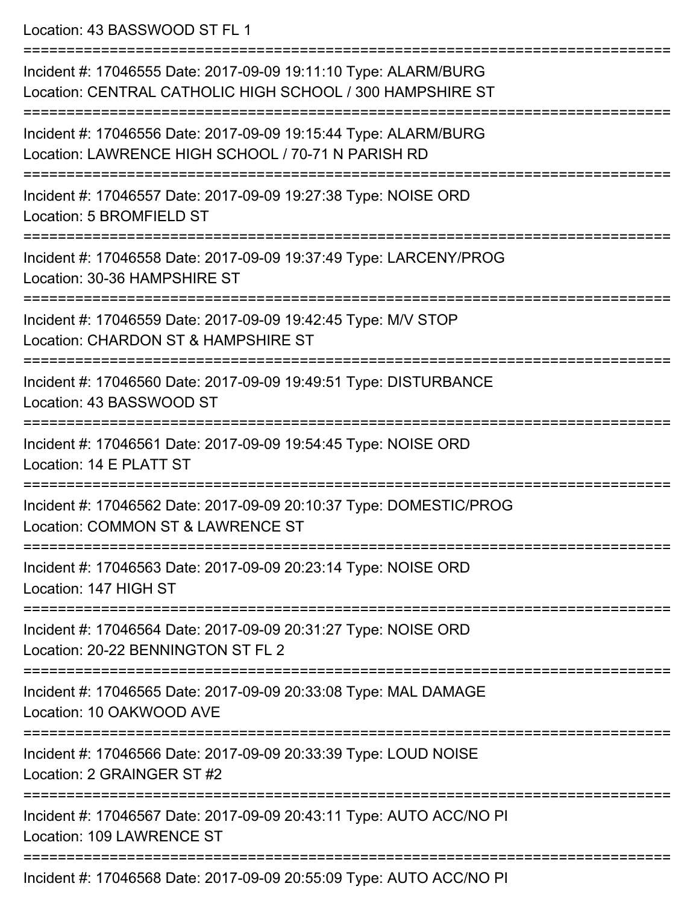Location: 43 BASSWOOD ST FL 1

===========================================================================

Incident #: 17046555 Date: 2017-09-09 19:11:10 Type: ALARM/BURG
Location: CENTRAL CATHOLIC HIGH SCHOOL / 300 HAMPSHIRE ST

===========================================================================

Incident #: 17046556 Date: 2017-09-09 19:15:44 Type: ALARM/BURG
Location: LAWRENCE HIGH SCHOOL / 70-71 N PARISH RD

===========================================================================

Incident #: 17046557 Date: 2017-09-09 19:27:38 Type: NOISE ORD
Location: 5 BROMFIELD ST

===========================================================================

Incident #: 17046558 Date: 2017-09-09 19:37:49 Type: LARCENY/PROG
Location: 30-36 HAMPSHIRE ST

===========================================================================

Incident #: 17046559 Date: 2017-09-09 19:42:45 Type: M/V STOP
Location: CHARDON ST & HAMPSHIRE ST

===========================================================================

Incident #: 17046560 Date: 2017-09-09 19:49:51 Type: DISTURBANCE
Location: 43 BASSWOOD ST

===========================================================================

Incident #: 17046561 Date: 2017-09-09 19:54:45 Type: NOISE ORD
Location: 14 E PLATT ST

===========================================================================

Incident #: 17046562 Date: 2017-09-09 20:10:37 Type: DOMESTIC/PROG
Location: COMMON ST & LAWRENCE ST

===========================================================================

Incident #: 17046563 Date: 2017-09-09 20:23:14 Type: NOISE ORD
Location: 147 HIGH ST

===========================================================================

Incident #: 17046564 Date: 2017-09-09 20:31:27 Type: NOISE ORD
Location: 20-22 BENNINGTON ST FL 2

===========================================================================

Incident #: 17046565 Date: 2017-09-09 20:33:08 Type: MAL DAMAGE
Location: 10 OAKWOOD AVE

===========================================================================

Incident #: 17046566 Date: 2017-09-09 20:33:39 Type: LOUD NOISE
Location: 2 GRAINGER ST #2

===========================================================================

Incident #: 17046567 Date: 2017-09-09 20:43:11 Type: AUTO ACC/NO PI
Location: 109 LAWRENCE ST

===========================================================================

Incident #: 17046568 Date: 2017-09-09 20:55:09 Type: AUTO ACC/NO PI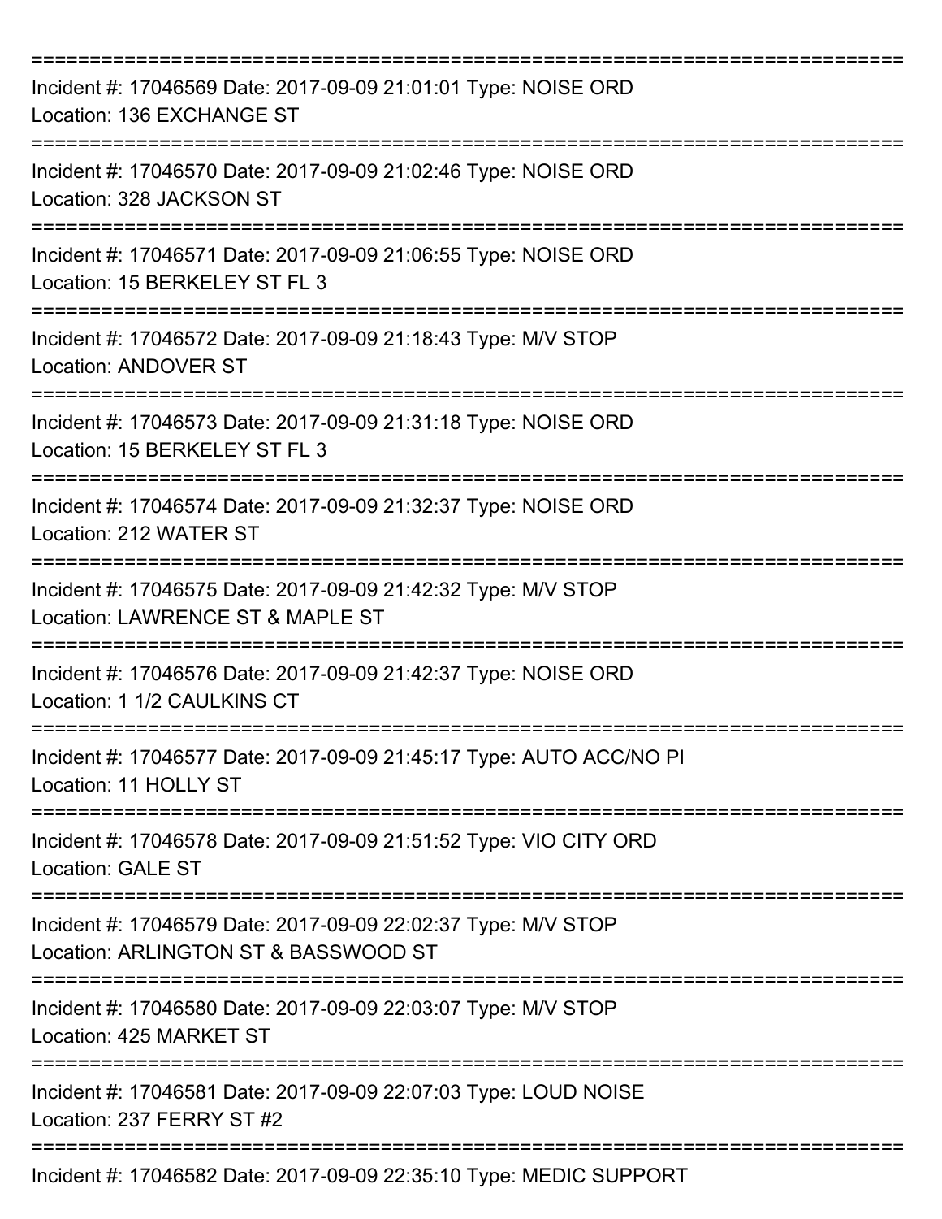===========================================================================

Incident #: 17046569 Date: 2017-09-09 21:01:01 Type: NOISE ORD
Location: 136 EXCHANGE ST

===========================================================================

Incident #: 17046570 Date: 2017-09-09 21:02:46 Type: NOISE ORD
Location: 328 JACKSON ST

===========================================================================

Incident #: 17046571 Date: 2017-09-09 21:06:55 Type: NOISE ORD
Location: 15 BERKELEY ST FL 3

===========================================================================

Incident #: 17046572 Date: 2017-09-09 21:18:43 Type: M/V STOP
Location: ANDOVER ST

===========================================================================

Incident #: 17046573 Date: 2017-09-09 21:31:18 Type: NOISE ORD
Location: 15 BERKELEY ST FL 3

===========================================================================

Incident #: 17046574 Date: 2017-09-09 21:32:37 Type: NOISE ORD
Location: 212 WATER ST

===========================================================================

Incident #: 17046575 Date: 2017-09-09 21:42:32 Type: M/V STOP
Location: LAWRENCE ST & MAPLE ST

===========================================================================

Incident #: 17046576 Date: 2017-09-09 21:42:37 Type: NOISE ORD
Location: 1 1/2 CAULKINS CT

===========================================================================

Incident #: 17046577 Date: 2017-09-09 21:45:17 Type: AUTO ACC/NO PI
Location: 11 HOLLY ST

===========================================================================

Incident #: 17046578 Date: 2017-09-09 21:51:52 Type: VIO CITY ORD
Location: GALE ST

===========================================================================

Incident #: 17046579 Date: 2017-09-09 22:02:37 Type: M/V STOP
Location: ARLINGTON ST & BASSWOOD ST

===========================================================================

Incident #: 17046580 Date: 2017-09-09 22:03:07 Type: M/V STOP
Location: 425 MARKET ST

===========================================================================

Incident #: 17046581 Date: 2017-09-09 22:07:03 Type: LOUD NOISE
Location: 237 FERRY ST #2

===========================================================================

Incident #: 17046582 Date: 2017-09-09 22:35:10 Type: MEDIC SUPPORT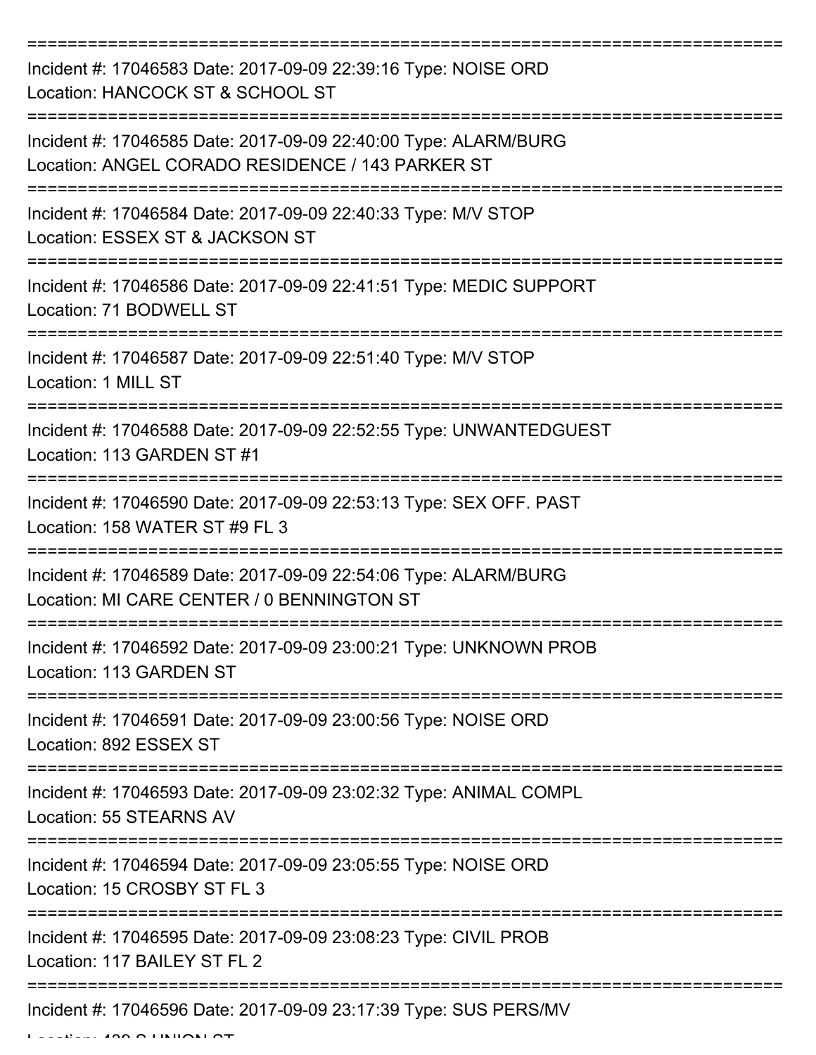===========================================================================

Incident #: 17046583 Date: 2017-09-09 22:39:16 Type: NOISE ORD
Location: HANCOCK ST & SCHOOL ST

===========================================================================

Incident #: 17046585 Date: 2017-09-09 22:40:00 Type: ALARM/BURG
Location: ANGEL CORADO RESIDENCE / 143 PARKER ST

===========================================================================

Incident #: 17046584 Date: 2017-09-09 22:40:33 Type: M/V STOP
Location: ESSEX ST & JACKSON ST

===========================================================================

Incident #: 17046586 Date: 2017-09-09 22:41:51 Type: MEDIC SUPPORT
Location: 71 BODWELL ST

===========================================================================

Incident #: 17046587 Date: 2017-09-09 22:51:40 Type: M/V STOP
Location: 1 MILL ST

===========================================================================

Incident #: 17046588 Date: 2017-09-09 22:52:55 Type: UNWANTEDGUEST
Location: 113 GARDEN ST #1

===========================================================================

Incident #: 17046590 Date: 2017-09-09 22:53:13 Type: SEX OFF. PAST
Location: 158 WATER ST #9 FL 3

===========================================================================

Incident #: 17046589 Date: 2017-09-09 22:54:06 Type: ALARM/BURG
Location: MI CARE CENTER / 0 BENNINGTON ST

===========================================================================

Incident #: 17046592 Date: 2017-09-09 23:00:21 Type: UNKNOWN PROB
Location: 113 GARDEN ST

===========================================================================

Incident #: 17046591 Date: 2017-09-09 23:00:56 Type: NOISE ORD
Location: 892 ESSEX ST

===========================================================================

Incident #: 17046593 Date: 2017-09-09 23:02:32 Type: ANIMAL COMPL
Location: 55 STEARNS AV

===========================================================================

Incident #: 17046594 Date: 2017-09-09 23:05:55 Type: NOISE ORD
Location: 15 CROSBY ST FL 3

===========================================================================

Incident #: 17046595 Date: 2017-09-09 23:08:23 Type: CIVIL PROB
Location: 117 BAILEY ST FL 2

===========================================================================

Incident #: 17046596 Date: 2017-09-09 23:17:39 Type: SUS PERS/MV
Location: 439 S UNION ST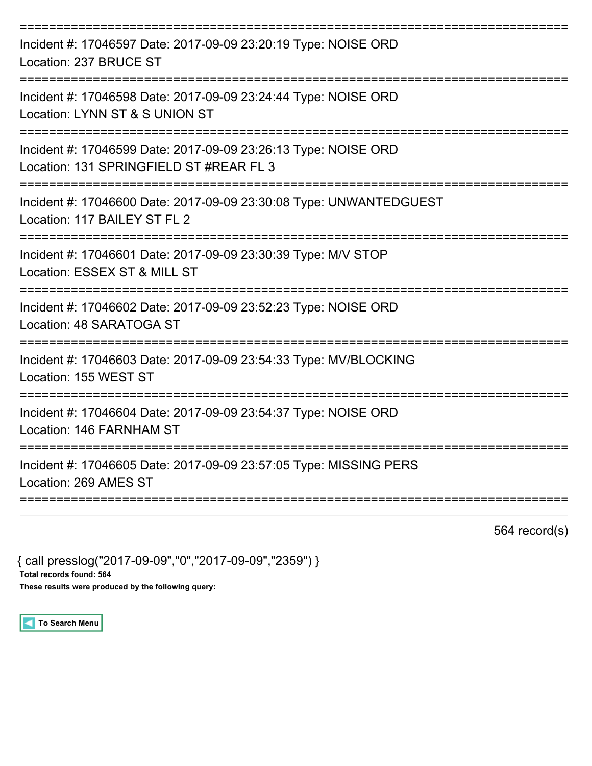===========================================================================

Incident #: 17046597 Date: 2017-09-09 23:20:19 Type: NOISE ORD

Location: 237 BRUCE ST

===========================================================================

Incident #: 17046598 Date: 2017-09-09 23:24:44 Type: NOISE ORD

Location: LYNN ST & S UNION ST

===========================================================================

Incident #: 17046599 Date: 2017-09-09 23:26:13 Type: NOISE ORD

Location: 131 SPRINGFIELD ST #REAR FL 3

===========================================================================

Incident #: 17046600 Date: 2017-09-09 23:30:08 Type: UNWANTEDGUEST

Location: 117 BAILEY ST FL 2

===========================================================================

Incident #: 17046601 Date: 2017-09-09 23:30:39 Type: M/V STOP

Location: ESSEX ST & MILL ST

===========================================================================

Incident #: 17046602 Date: 2017-09-09 23:52:23 Type: NOISE ORD

Location: 48 SARATOGA ST

===========================================================================

Incident #: 17046603 Date: 2017-09-09 23:54:33 Type: MV/BLOCKING

Location: 155 WEST ST

===========================================================================

Incident #: 17046604 Date: 2017-09-09 23:54:37 Type: NOISE ORD

Location: 146 FARNHAM ST

===========================================================================

Incident #: 17046605 Date: 2017-09-09 23:57:05 Type: MISSING PERS

Location: 269 AMES ST

===========================================================================

564 record(s)

{ call presslog("2017-09-09","0","2017-09-09","2359") }

**Total records found: 564**

**These results were produced by the following query:**

To Search Menu